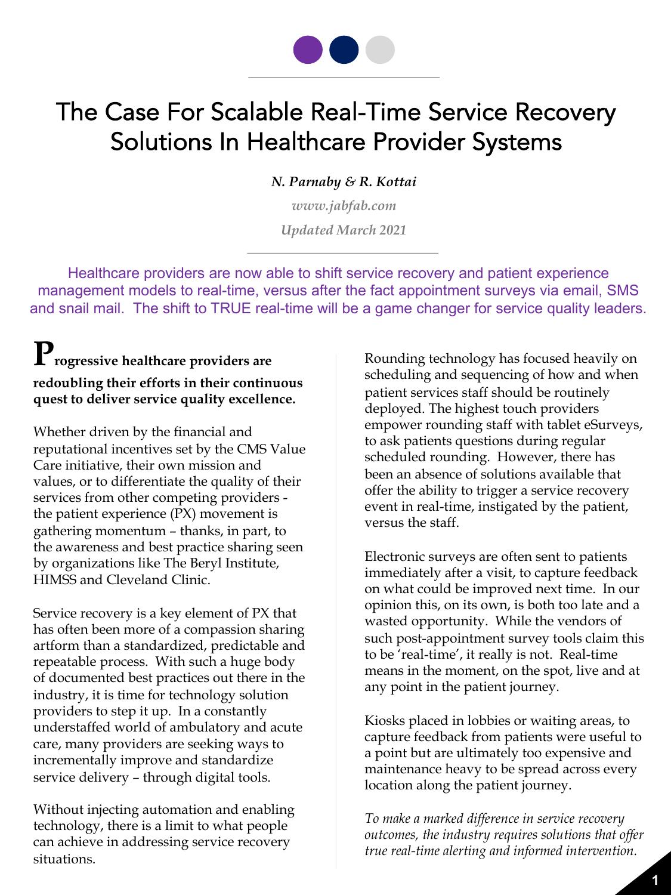# The Case For Scalable Real-Time Service Recovery Solutions In Healthcare Provider Systems

***N. Parnaby & R. Kottai***

*www.jabfab.com*

*Updated March 2021*

Healthcare providers are now able to shift service recovery and patient experience management models to real-time, versus after the fact appointment surveys via email, SMS and snail mail. The shift to TRUE real-time will be a game changer for service quality leaders.

**Progressive healthcare providers are redoubling their efforts in their continuous quest to deliver service quality excellence.**

Whether driven by the financial and reputational incentives set by the CMS Value Care initiative, their own mission and values, or to differentiate the quality of their services from other competing providers - the patient experience (PX) movement is gathering momentum – thanks, in part, to the awareness and best practice sharing seen by organizations like The Beryl Institute, HIMSS and Cleveland Clinic.

Service recovery is a key element of PX that has often been more of a compassion sharing artform than a standardized, predictable and repeatable process. With such a huge body of documented best practices out there in the industry, it is time for technology solution providers to step it up. In a constantly understaffed world of ambulatory and acute care, many providers are seeking ways to incrementally improve and standardize service delivery – through digital tools.

Without injecting automation and enabling technology, there is a limit to what people can achieve in addressing service recovery situations.

Rounding technology has focused heavily on scheduling and sequencing of how and when patient services staff should be routinely deployed. The highest touch providers empower rounding staff with tablet eSurveys, to ask patients questions during regular scheduled rounding. However, there has been an absence of solutions available that offer the ability to trigger a service recovery event in real-time, instigated by the patient, versus the staff.

Electronic surveys are often sent to patients immediately after a visit, to capture feedback on what could be improved next time. In our opinion this, on its own, is both too late and a wasted opportunity. While the vendors of such post-appointment survey tools claim this to be 'real-time', it really is not. Real-time means in the moment, on the spot, live and at any point in the patient journey.

Kiosks placed in lobbies or waiting areas, to capture feedback from patients were useful to a point but are ultimately too expensive and maintenance heavy to be spread across every location along the patient journey.

*To make a marked difference in service recovery outcomes, the industry requires solutions that offer true real-time alerting and informed intervention.*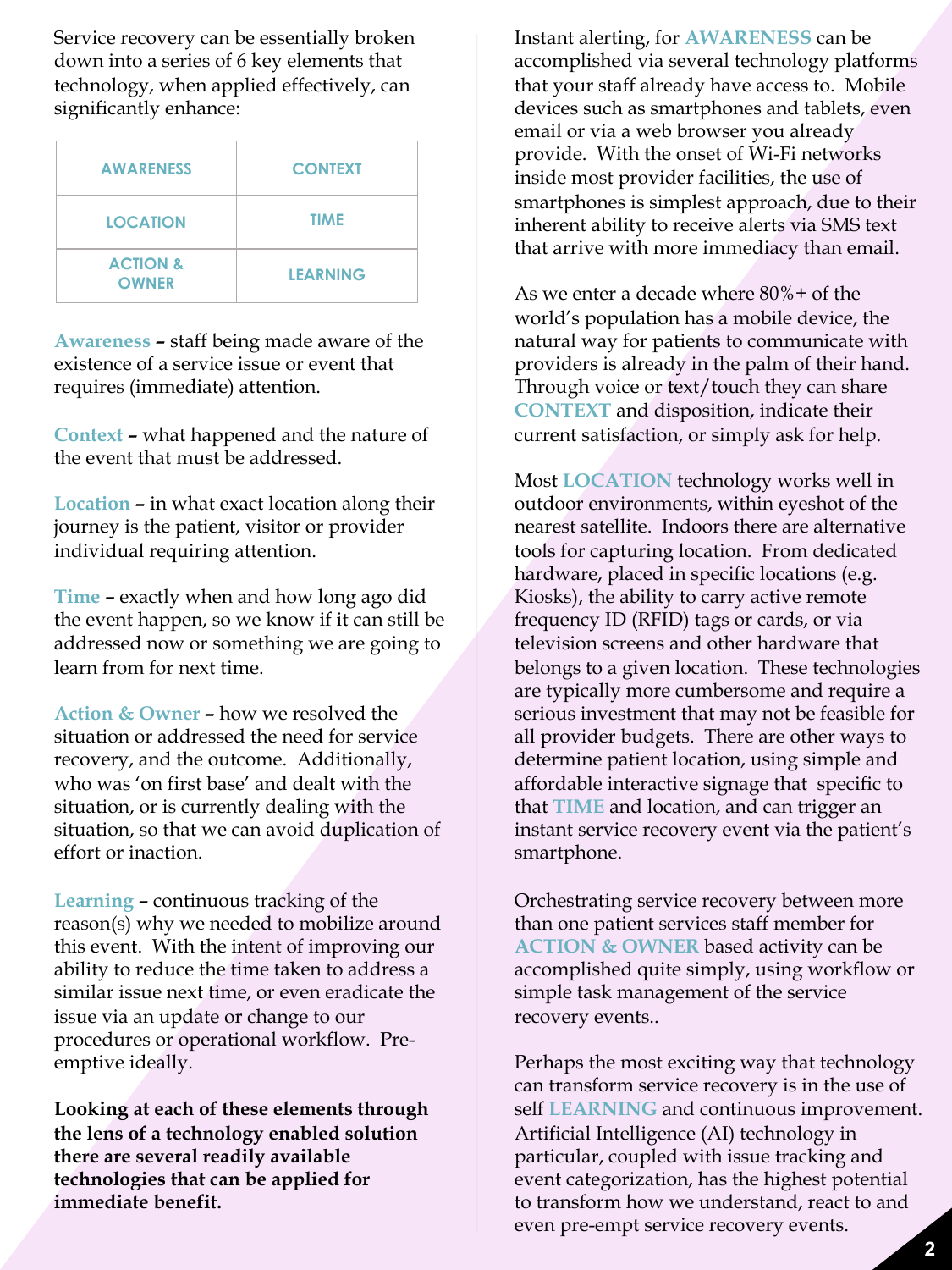Service recovery can be essentially broken down into a series of 6 key elements that technology, when applied effectively, can significantly enhance:

| AWARENESS | CONTEXT |
|---|---|
| LOCATION | TIME |
| ACTION & OWNER | LEARNING |

**Awareness** – staff being made aware of the existence of a service issue or event that requires (immediate) attention.

**Context** – what happened and the nature of the event that must be addressed.

**Location** – in what exact location along their journey is the patient, visitor or provider individual requiring attention.

**Time** – exactly when and how long ago did the event happen, so we know if it can still be addressed now or something we are going to learn from for next time.

**Action & Owner** – how we resolved the situation or addressed the need for service recovery, and the outcome. Additionally, who was 'on first base' and dealt with the situation, or is currently dealing with the situation, so that we can avoid duplication of effort or inaction.

**Learning** – continuous tracking of the reason(s) why we needed to mobilize around this event. With the intent of improving our ability to reduce the time taken to address a similar issue next time, or even eradicate the issue via an update or change to our procedures or operational workflow. Pre-emptive ideally.

**Looking at each of these elements through the lens of a technology enabled solution there are several readily available technologies that can be applied for immediate benefit.**

Instant alerting, for AWARENESS can be accomplished via several technology platforms that your staff already have access to. Mobile devices such as smartphones and tablets, even email or via a web browser you already provide. With the onset of Wi-Fi networks inside most provider facilities, the use of smartphones is simplest approach, due to their inherent ability to receive alerts via SMS text that arrive with more immediacy than email.

As we enter a decade where 80%+ of the world's population has a mobile device, the natural way for patients to communicate with providers is already in the palm of their hand. Through voice or text/touch they can share CONTEXT and disposition, indicate their current satisfaction, or simply ask for help.

Most LOCATION technology works well in outdoor environments, within eyeshot of the nearest satellite. Indoors there are alternative tools for capturing location. From dedicated hardware, placed in specific locations (e.g. Kiosks), the ability to carry active remote frequency ID (RFID) tags or cards, or via television screens and other hardware that belongs to a given location. These technologies are typically more cumbersome and require a serious investment that may not be feasible for all provider budgets. There are other ways to determine patient location, using simple and affordable interactive signage that specific to that TIME and location, and can trigger an instant service recovery event via the patient's smartphone.

Orchestrating service recovery between more than one patient services staff member for ACTION & OWNER based activity can be accomplished quite simply, using workflow or simple task management of the service recovery events..

Perhaps the most exciting way that technology can transform service recovery is in the use of self LEARNING and continuous improvement. Artificial Intelligence (AI) technology in particular, coupled with issue tracking and event categorization, has the highest potential to transform how we understand, react to and even pre-empt service recovery events.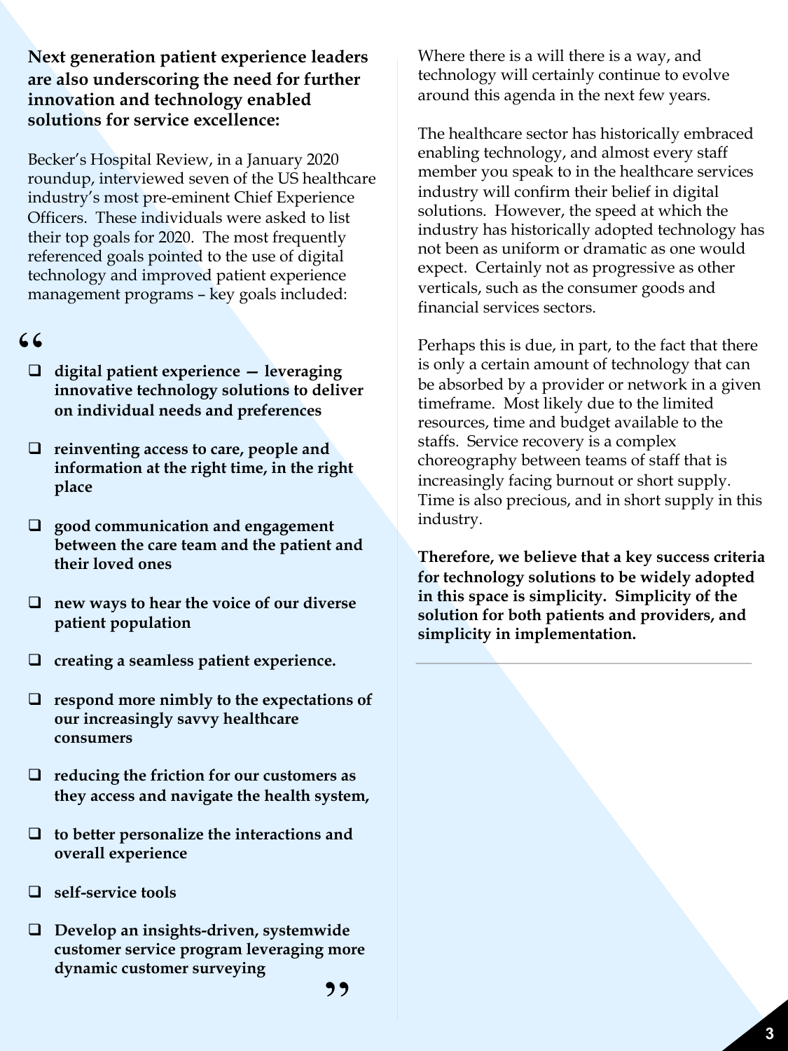**Next generation patient experience leaders are also underscoring the need for further innovation and technology enabled solutions for service excellence:**

Becker's Hospital Review, in a January 2020 roundup, interviewed seven of the US healthcare industry's most pre-eminent Chief Experience Officers. These individuals were asked to list their top goals for 2020. The most frequently referenced goals pointed to the use of digital technology and improved patient experience management programs – key goals included:

> "
> - **digital patient experience — leveraging innovative technology solutions to deliver on individual needs and preferences**
> - **reinventing access to care, people and information at the right time, in the right place**
> - **good communication and engagement between the care team and the patient and their loved ones**
> - **new ways to hear the voice of our diverse patient population**
> - **creating a seamless patient experience.**
> - **respond more nimbly to the expectations of our increasingly savvy healthcare consumers**
> - **reducing the friction for our customers as they access and navigate the health system,**
> - **to better personalize the interactions and overall experience**
> - **self-service tools**
> - **Develop an insights-driven, systemwide customer service program leveraging more dynamic customer surveying**
>
> "

Where there is a will there is a way, and technology will certainly continue to evolve around this agenda in the next few years.

The healthcare sector has historically embraced enabling technology, and almost every staff member you speak to in the healthcare services industry will confirm their belief in digital solutions. However, the speed at which the industry has historically adopted technology has not been as uniform or dramatic as one would expect. Certainly not as progressive as other verticals, such as the consumer goods and financial services sectors.

Perhaps this is due, in part, to the fact that there is only a certain amount of technology that can be absorbed by a provider or network in a given timeframe. Most likely due to the limited resources, time and budget available to the staffs. Service recovery is a complex choreography between teams of staff that is increasingly facing burnout or short supply. Time is also precious, and in short supply in this industry.

**Therefore, we believe that a key success criteria for technology solutions to be widely adopted in this space is simplicity. Simplicity of the solution for both patients and providers, and simplicity in implementation.**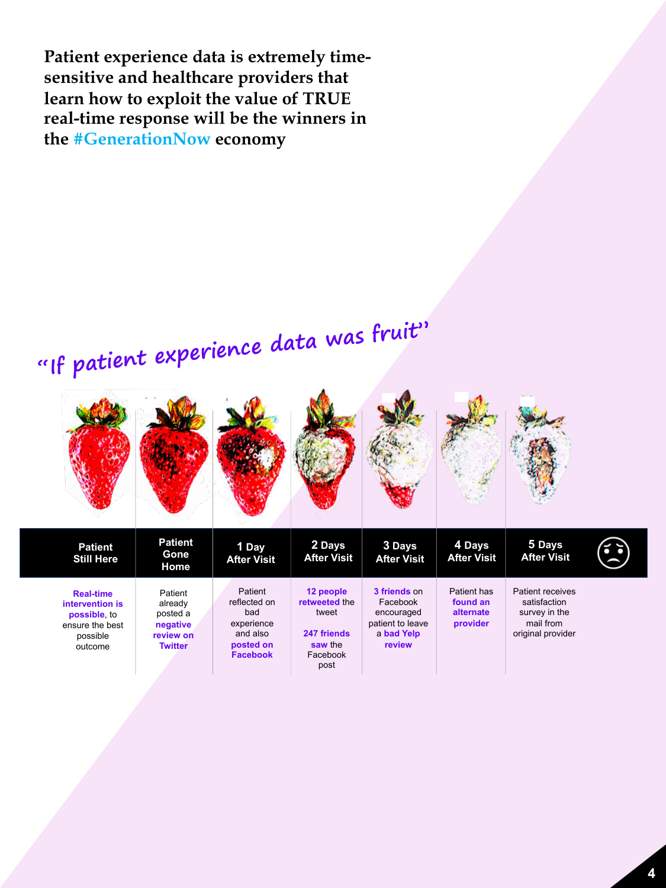**Patient experience data is extremely time-sensitive and healthcare providers that learn how to exploit the value of TRUE real-time response will be the winners in the #GenerationNow economy**

*"If patient experience data was fruit"*

| Patient Still Here | Patient Gone Home | 1 Day After Visit | 2 Days After Visit | 3 Days After Visit | 4 Days After Visit | 5 Days After Visit |
|---|---|---|---|---|---|---|
| **Real-time intervention is possible**, to ensure the best possible outcome | Patient already posted a **negative review on Twitter** | Patient reflected on bad experience and also **posted on Facebook** | **12 people retweeted** the tweet<br><br>**247 friends saw** the Facebook post | **3 friends** on Facebook encouraged patient to leave a **bad Yelp review** | Patient has **found an alternate provider** | Patient receives satisfaction survey in the mail from original provider |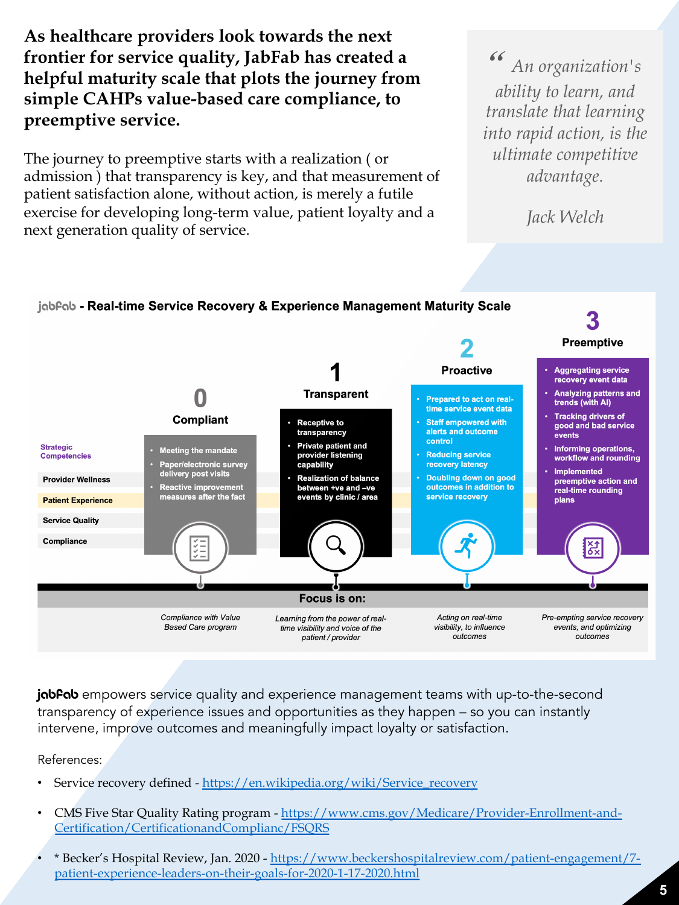**As healthcare providers look towards the next frontier for service quality, JabFab has created a helpful maturity scale that plots the journey from simple CAHPs value-based care compliance, to preemptive service.**

The journey to preemptive starts with a realization ( or admission ) that transparency is key, and that measurement of patient satisfaction alone, without action, is merely a futile exercise for developing long-term value, patient loyalty and a next generation quality of service.

> *“An organization's ability to learn, and translate that learning into rapid action, is the ultimate competitive advantage.*
>
> *Jack Welch*

**jabfab - Real-time Service Recovery & Experience Management Maturity Scale**

Strategic Competencies

- Provider Wellness
- Patient Experience
- Service Quality
- Compliance

**0 Compliant**

- Meeting the mandate
- Paper/electronic survey delivery post visits
- Reactive improvement measures after the fact

**1 Transparent**

- Receptive to transparency
- Private patient and provider listening capability
- Realization of balance between +ve and –ve events by clinic / area

**2 Proactive**

- Prepared to act on real-time service event data
- Staff empowered with alerts and outcome control
- Reducing service recovery latency
- Doubling down on good outcomes in addition to service recovery

**3 Preemptive**

- Aggregating service recovery event data
- Analyzing patterns and trends (with AI)
- Tracking drivers of good and bad service events
- Informing operations, workflow and rounding
- Implemented preemptive action and real-time rounding plans

**Focus is on:**

- 0: *Compliance with Value Based Care program*
- 1: *Learning from the power of real-time visibility and voice of the patient / provider*
- 2: *Acting on real-time visibility, to influence outcomes*
- 3: *Pre-empting service recovery events, and optimizing outcomes*

**jabfab** empowers service quality and experience management teams with up-to-the-second transparency of experience issues and opportunities as they happen – so you can instantly intervene, improve outcomes and meaningfully impact loyalty or satisfaction.

References:

- Service recovery defined - https://en.wikipedia.org/wiki/Service_recovery
- CMS Five Star Quality Rating program - https://www.cms.gov/Medicare/Provider-Enrollment-and-Certification/CertificationandComplianc/FSQRS
- * Becker’s Hospital Review, Jan. 2020 - https://www.beckershospitalreview.com/patient-engagement/7-patient-experience-leaders-on-their-goals-for-2020-1-17-2020.html